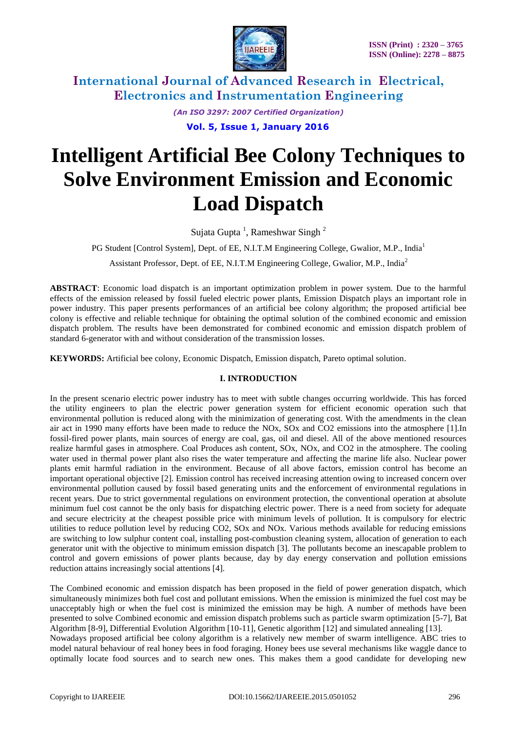# Intelligent Artificial Bee Colony Techniques to Solve Environment Emission and Economic Load Dispatch

Sujata Gupta [1], Rameshwar Singh [2]

PG Student [Control System], Dept. of EE, N.I.T.M Engineering College, Gwalior, M.P., India[1]

Assistant Professor, Dept. of EE, N.I.T.M Engineering College, Gwalior, M.P., India[2]

**ABSTRACT**: Economic load dispatch is an important optimization problem in power system. Due to the harmful effects of the emission released by fossil fueled electric power plants, Emission Dispatch plays an important role in power industry. This paper presents performances of an artificial bee colony algorithm; the proposed artificial bee colony is effective and reliable technique for obtaining the optimal solution of the combined economic and emission dispatch problem. The results have been demonstrated for combined economic and emission dispatch problem of standard 6-generator with and without consideration of the transmission losses.

**KEYWORDS:** Artificial bee colony, Economic Dispatch, Emission dispatch, Pareto optimal solution.

## I. INTRODUCTION

In the present scenario electric power industry has to meet with subtle changes occurring worldwide. This has forced the utility engineers to plan the electric power generation system for efficient economic operation such that environmental pollution is reduced along with the minimization of generating cost. With the amendments in the clean air act in 1990 many efforts have been made to reduce the NOx, SOx and CO2 emissions into the atmosphere [1].In fossil-fired power plants, main sources of energy are coal, gas, oil and diesel. All of the above mentioned resources realize harmful gases in atmosphere. Coal Produces ash content, SOx, NOx, and CO2 in the atmosphere. The cooling water used in thermal power plant also rises the water temperature and affecting the marine life also. Nuclear power plants emit harmful radiation in the environment. Because of all above factors, emission control has become an important operational objective [2]. Emission control has received increasing attention owing to increased concern over environmental pollution caused by fossil based generating units and the enforcement of environmental regulations in recent years. Due to strict governmental regulations on environment protection, the conventional operation at absolute minimum fuel cost cannot be the only basis for dispatching electric power. There is a need from society for adequate and secure electricity at the cheapest possible price with minimum levels of pollution. It is compulsory for electric utilities to reduce pollution level by reducing CO2, SOx and NOx. Various methods available for reducing emissions are switching to low sulphur content coal, installing post-combustion cleaning system, allocation of generation to each generator unit with the objective to minimum emission dispatch [3]. The pollutants become an inescapable problem to control and govern emissions of power plants because, day by day energy conservation and pollution emissions reduction attains increasingly social attentions [4].

The Combined economic and emission dispatch has been proposed in the field of power generation dispatch, which simultaneously minimizes both fuel cost and pollutant emissions. When the emission is minimized the fuel cost may be unacceptably high or when the fuel cost is minimized the emission may be high. A number of methods have been presented to solve Combined economic and emission dispatch problems such as particle swarm optimization [5-7], Bat Algorithm [8-9], Differential Evolution Algorithm [10-11], Genetic algorithm [12] and simulated annealing [13].
Nowadays proposed artificial bee colony algorithm is a relatively new member of swarm intelligence. ABC tries to model natural behaviour of real honey bees in food foraging. Honey bees use several mechanisms like waggle dance to optimally locate food sources and to search new ones. This makes them a good candidate for developing new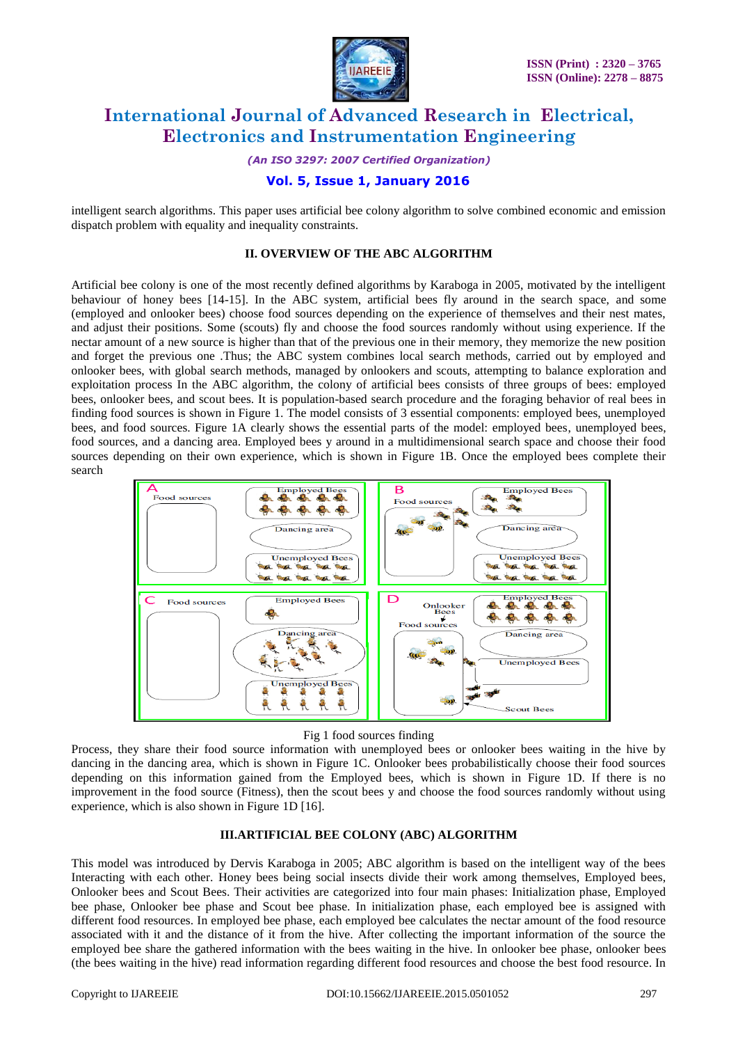intelligent search algorithms. This paper uses artificial bee colony algorithm to solve combined economic and emission dispatch problem with equality and inequality constraints.

## II. OVERVIEW OF THE ABC ALGORITHM

Artificial bee colony is one of the most recently defined algorithms by Karaboga in 2005, motivated by the intelligent behaviour of honey bees [14-15]. In the ABC system, artificial bees fly around in the search space, and some (employed and onlooker bees) choose food sources depending on the experience of themselves and their nest mates, and adjust their positions. Some (scouts) fly and choose the food sources randomly without using experience. If the nectar amount of a new source is higher than that of the previous one in their memory, they memorize the new position and forget the previous one .Thus; the ABC system combines local search methods, carried out by employed and onlooker bees, with global search methods, managed by onlookers and scouts, attempting to balance exploration and exploitation process In the ABC algorithm, the colony of artificial bees consists of three groups of bees: employed bees, onlooker bees, and scout bees. It is population-based search procedure and the foraging behavior of real bees in finding food sources is shown in Figure 1. The model consists of 3 essential components: employed bees, unemployed bees, and food sources. Figure 1A clearly shows the essential parts of the model: employed bees, unemployed bees, food sources, and a dancing area. Employed bees y around in a multidimensional search space and choose their food sources depending on their own experience, which is shown in Figure 1B. Once the employed bees complete their search

Fig 1 food sources finding

Process, they share their food source information with unemployed bees or onlooker bees waiting in the hive by dancing in the dancing area, which is shown in Figure 1C. Onlooker bees probabilistically choose their food sources depending on this information gained from the Employed bees, which is shown in Figure 1D. If there is no improvement in the food source (Fitness), then the scout bees y and choose the food sources randomly without using experience, which is also shown in Figure 1D [16].

## III.ARTIFICIAL BEE COLONY (ABC) ALGORITHM

This model was introduced by Dervis Karaboga in 2005; ABC algorithm is based on the intelligent way of the bees Interacting with each other. Honey bees being social insects divide their work among themselves, Employed bees, Onlooker bees and Scout Bees. Their activities are categorized into four main phases: Initialization phase, Employed bee phase, Onlooker bee phase and Scout bee phase. In initialization phase, each employed bee is assigned with different food resources. In employed bee phase, each employed bee calculates the nectar amount of the food resource associated with it and the distance of it from the hive. After collecting the important information of the source the employed bee share the gathered information with the bees waiting in the hive. In onlooker bee phase, onlooker bees (the bees waiting in the hive) read information regarding different food resources and choose the best food resource. In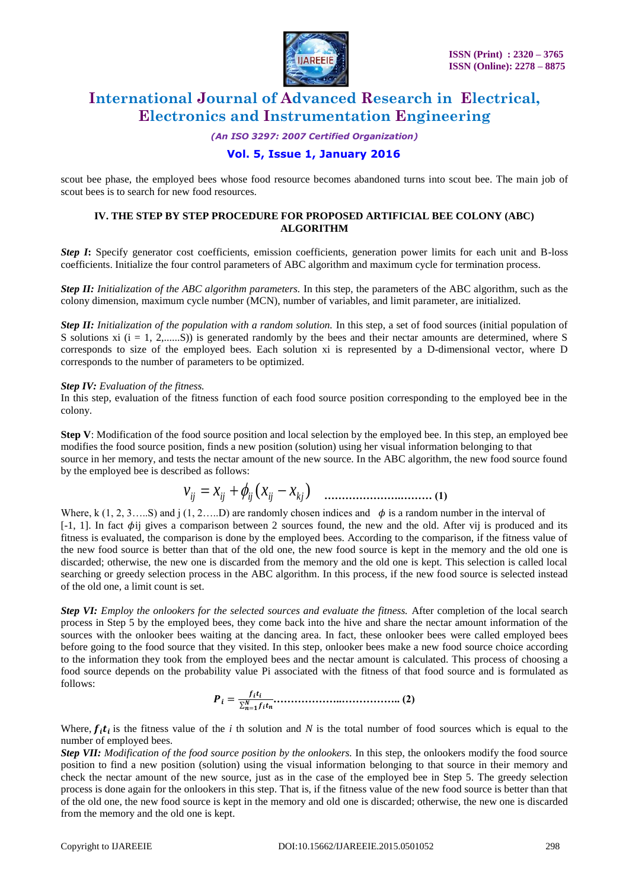scout bee phase, the employed bees whose food resource becomes abandoned turns into scout bee. The main job of scout bees is to search for new food resources.

## IV. THE STEP BY STEP PROCEDURE FOR PROPOSED ARTIFICIAL BEE COLONY (ABC) ALGORITHM

***Step I*:** Specify generator cost coefficients, emission coefficients, generation power limits for each unit and B-loss coefficients. Initialize the four control parameters of ABC algorithm and maximum cycle for termination process.

***Step II:*** *Initialization of the ABC algorithm parameters.* In this step, the parameters of the ABC algorithm, such as the colony dimension, maximum cycle number (MCN), number of variables, and limit parameter, are initialized.

***Step II:*** *Initialization of the population with a random solution.* In this step, a set of food sources (initial population of S solutions xi (i = 1, 2,......S)) is generated randomly by the bees and their nectar amounts are determined, where S corresponds to size of the employed bees. Each solution xi is represented by a D-dimensional vector, where D corresponds to the number of parameters to be optimized.

***Step IV:*** *Evaluation of the fitness.*
In this step, evaluation of the fitness function of each food source position corresponding to the employed bee in the colony.

**Step V**: Modification of the food source position and local selection by the employed bee. In this step, an employed bee modifies the food source position, finds a new position (solution) using her visual information belonging to that source in her memory, and tests the nectar amount of the new source. In the ABC algorithm, the new food source found by the employed bee is described as follows:

$$v_{ij} = x_{ij} + \phi_{ij}(x_{ij} - x_{kj}) \quad \text{.............................. (1)}$$

Where, k (1, 2, 3…..S) and j (1, 2…..D) are randomly chosen indices and $\phi$ is a random number in the interval of [-1, 1]. In fact $\phi$ij gives a comparison between 2 sources found, the new and the old. After vij is produced and its fitness is evaluated, the comparison is done by the employed bees. According to the comparison, if the fitness value of the new food source is better than that of the old one, the new food source is kept in the memory and the old one is discarded; otherwise, the new one is discarded from the memory and the old one is kept. This selection is called local searching or greedy selection process in the ABC algorithm. In this process, if the new food source is selected instead of the old one, a limit count is set.

***Step VI:*** *Employ the onlookers for the selected sources and evaluate the fitness.* After completion of the local search process in Step 5 by the employed bees, they come back into the hive and share the nectar amount information of the sources with the onlooker bees waiting at the dancing area. In fact, these onlooker bees were called employed bees before going to the food source that they visited. In this step, onlooker bees make a new food source choice according to the information they took from the employed bees and the nectar amount is calculated. This process of choosing a food source depends on the probability value Pi associated with the fitness of that food source and is formulated as follows:

$$P_i = \frac{f_i t_i}{\sum_{n=1}^{N} f_i t_n} \text{.................................... (2)}$$

Where, $f_i t_i$ is the fitness value of the *i* th solution and *N* is the total number of food sources which is equal to the number of employed bees.
***Step VII:*** *Modification of the food source position by the onlookers.* In this step, the onlookers modify the food source position to find a new position (solution) using the visual information belonging to that source in their memory and check the nectar amount of the new source, just as in the case of the employed bee in Step 5. The greedy selection process is done again for the onlookers in this step. That is, if the fitness value of the new food source is better than that of the old one, the new food source is kept in the memory and old one is discarded; otherwise, the new one is discarded from the memory and the old one is kept.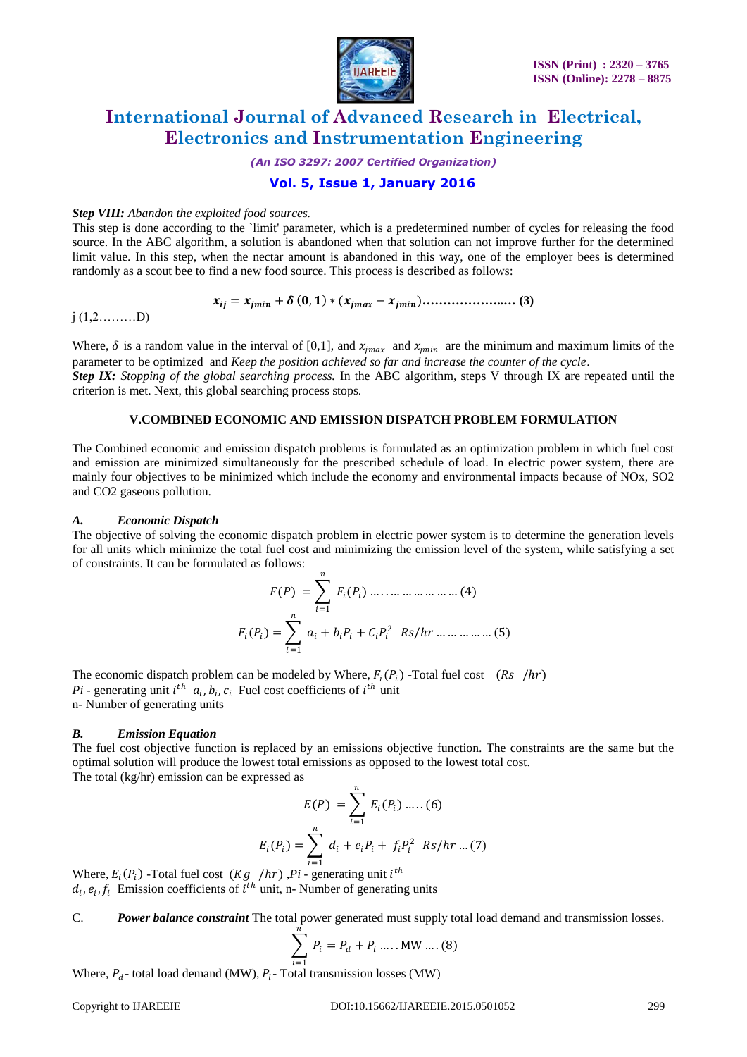***Step VIII:*** *Abandon the exploited food sources.*

This step is done according to the `limit' parameter, which is a predetermined number of cycles for releasing the food source. In the ABC algorithm, a solution is abandoned when that solution can not improve further for the determined limit value. In this step, when the nectar amount is abandoned in this way, one of the employer bees is determined randomly as a scout bee to find a new food source. This process is described as follows:

$$x_{ij} = x_{jmin} + \delta\,(0,1) * (x_{jmax} - x_{jmin}) \ldots\ldots\ldots\ldots\ldots\ldots \textbf{(3)}$$

j (1,2………D)

Where, $\delta$ is a random value in the interval of [0,1], and $x_{jmax}$ and $x_{jmin}$ are the minimum and maximum limits of the parameter to be optimized and *Keep the position achieved so far and increase the counter of the cycle*.

***Step IX:*** *Stopping of the global searching process.* In the ABC algorithm, steps V through IX are repeated until the criterion is met. Next, this global searching process stops.

## V.COMBINED ECONOMIC AND EMISSION DISPATCH PROBLEM FORMULATION

The Combined economic and emission dispatch problems is formulated as an optimization problem in which fuel cost and emission are minimized simultaneously for the prescribed schedule of load. In electric power system, there are mainly four objectives to be minimized which include the economy and environmental impacts because of NOx, SO2 and CO2 gaseous pollution.

### *A. Economic Dispatch*

The objective of solving the economic dispatch problem in electric power system is to determine the generation levels for all units which minimize the total fuel cost and minimizing the emission level of the system, while satisfying a set of constraints. It can be formulated as follows:

$$F(P) = \sum_{i=1}^{n} F_i(P_i) \ldots\ldots\ldots\ldots\ldots\ldots (4)$$

$$F_i(P_i) = \sum_{i=1}^{n} a_i + b_i P_i + C_i P_i^2 \;\; Rs/hr \ldots\ldots\ldots\ldots (5)$$

The economic dispatch problem can be modeled by Where, $F_i(P_i)$ -Total fuel cost $(Rs \;\; /hr)$
$Pi$ - generating unit $i^{th}$ $a_i, b_i, c_i$ Fuel cost coefficients of $i^{th}$ unit
n- Number of generating units

### *B. Emission Equation*

The fuel cost objective function is replaced by an emissions objective function. The constraints are the same but the optimal solution will produce the lowest total emissions as opposed to the lowest total cost.
The total (kg/hr) emission can be expressed as

$$E(P) = \sum_{i=1}^{n} E_i(P_i) \ldots..(6)$$

$$E_i(P_i) = \sum_{i=1}^{n} d_i + e_i P_i + f_i P_i^2 \;\; Rs/hr \ldots(7)$$

Where, $E_i(P_i)$ -Total fuel cost $(Kg \;\; /hr)$ ,$Pi$ - generating unit $i^{th}$
$d_i, e_i, f_i$ Emission coefficients of $i^{th}$ unit, n- Number of generating units

C. ***Power balance constraint*** The total power generated must supply total load demand and transmission losses.

$$\sum_{i=1}^{n} P_i = P_d + P_l \ldots.. \text{MW} \ldots. (8)$$

Where, $P_d$ - total load demand (MW), $P_l$ - Total transmission losses (MW)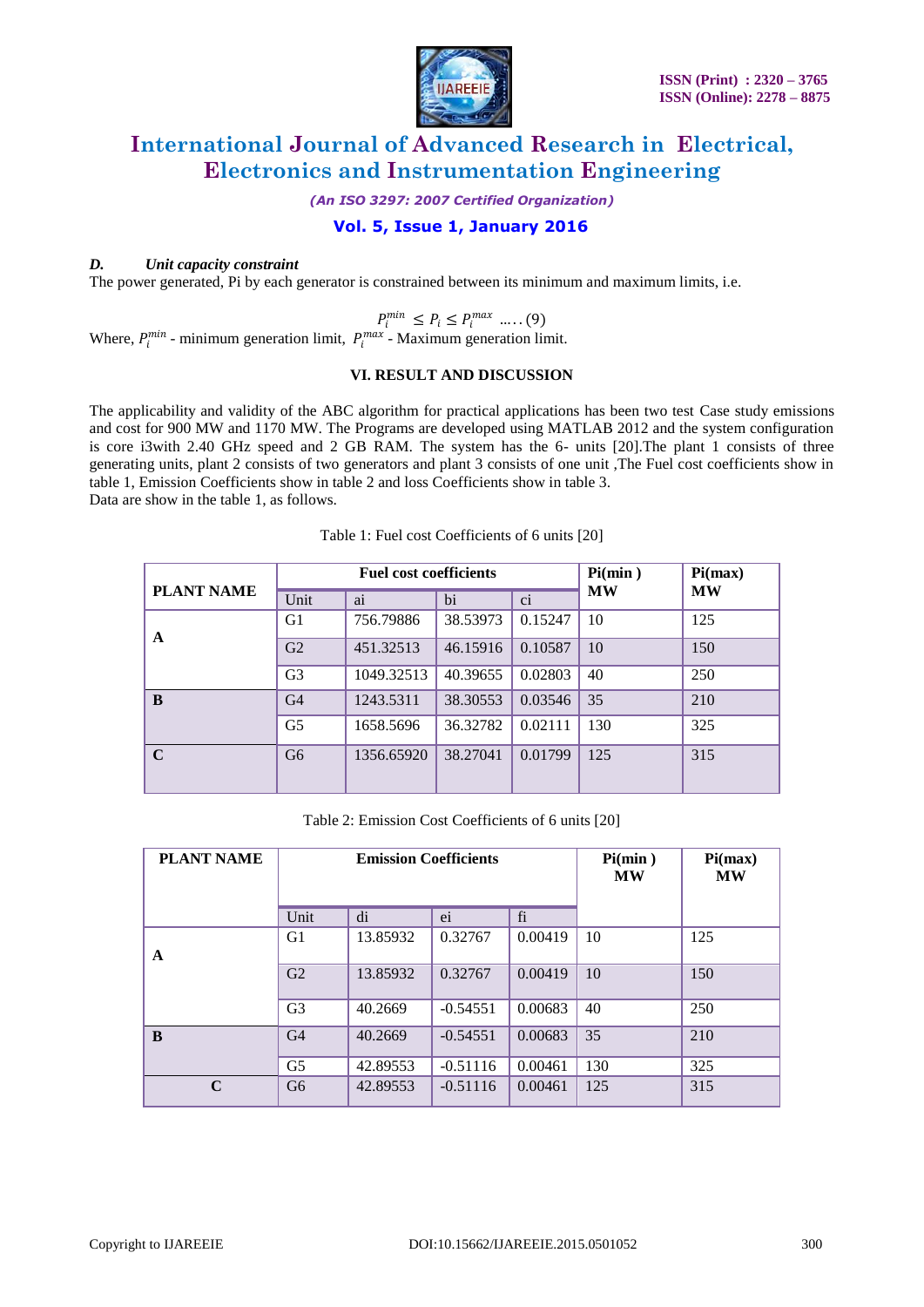### D. Unit capacity constraint

The power generated, Pi by each generator is constrained between its minimum and maximum limits, i.e.

$$P_i^{min} \leq P_i \leq P_i^{max} \quad .....(9)$$

Where, $P_i^{min}$ - minimum generation limit, $P_i^{max}$ - Maximum generation limit.

## VI. RESULT AND DISCUSSION

The applicability and validity of the ABC algorithm for practical applications has been two test Case study emissions and cost for 900 MW and 1170 MW. The Programs are developed using MATLAB 2012 and the system configuration is core i3with 2.40 GHz speed and 2 GB RAM. The system has the 6- units [20].The plant 1 consists of three generating units, plant 2 consists of two generators and plant 3 consists of one unit ,The Fuel cost coefficients show in table 1, Emission Coefficients show in table 2 and loss Coefficients show in table 3.

Data are show in the table 1, as follows.

Table 1: Fuel cost Coefficients of 6 units [20]

| PLANT NAME | Fuel cost coefficients | | | | Pi(min ) MW | Pi(max) MW |
|---|---|---|---|---|---|---|
| | Unit | ai | bi | ci | | |
| A | G1 | 756.79886 | 38.53973 | 0.15247 | 10 | 125 |
| | G2 | 451.32513 | 46.15916 | 0.10587 | 10 | 150 |
| | G3 | 1049.32513 | 40.39655 | 0.02803 | 40 | 250 |
| B | G4 | 1243.5311 | 38.30553 | 0.03546 | 35 | 210 |
| | G5 | 1658.5696 | 36.32782 | 0.02111 | 130 | 325 |
| C | G6 | 1356.65920 | 38.27041 | 0.01799 | 125 | 315 |

Table 2: Emission Cost Coefficients of 6 units [20]

| PLANT NAME | Emission Coefficients | | | | Pi(min ) MW | Pi(max) MW |
|---|---|---|---|---|---|---|
| | Unit | di | ei | fi | | |
| A | G1 | 13.85932 | 0.32767 | 0.00419 | 10 | 125 |
| | G2 | 13.85932 | 0.32767 | 0.00419 | 10 | 150 |
| | G3 | 40.2669 | -0.54551 | 0.00683 | 40 | 250 |
| B | G4 | 40.2669 | -0.54551 | 0.00683 | 35 | 210 |
| | G5 | 42.89553 | -0.51116 | 0.00461 | 130 | 325 |
| C | G6 | 42.89553 | -0.51116 | 0.00461 | 125 | 315 |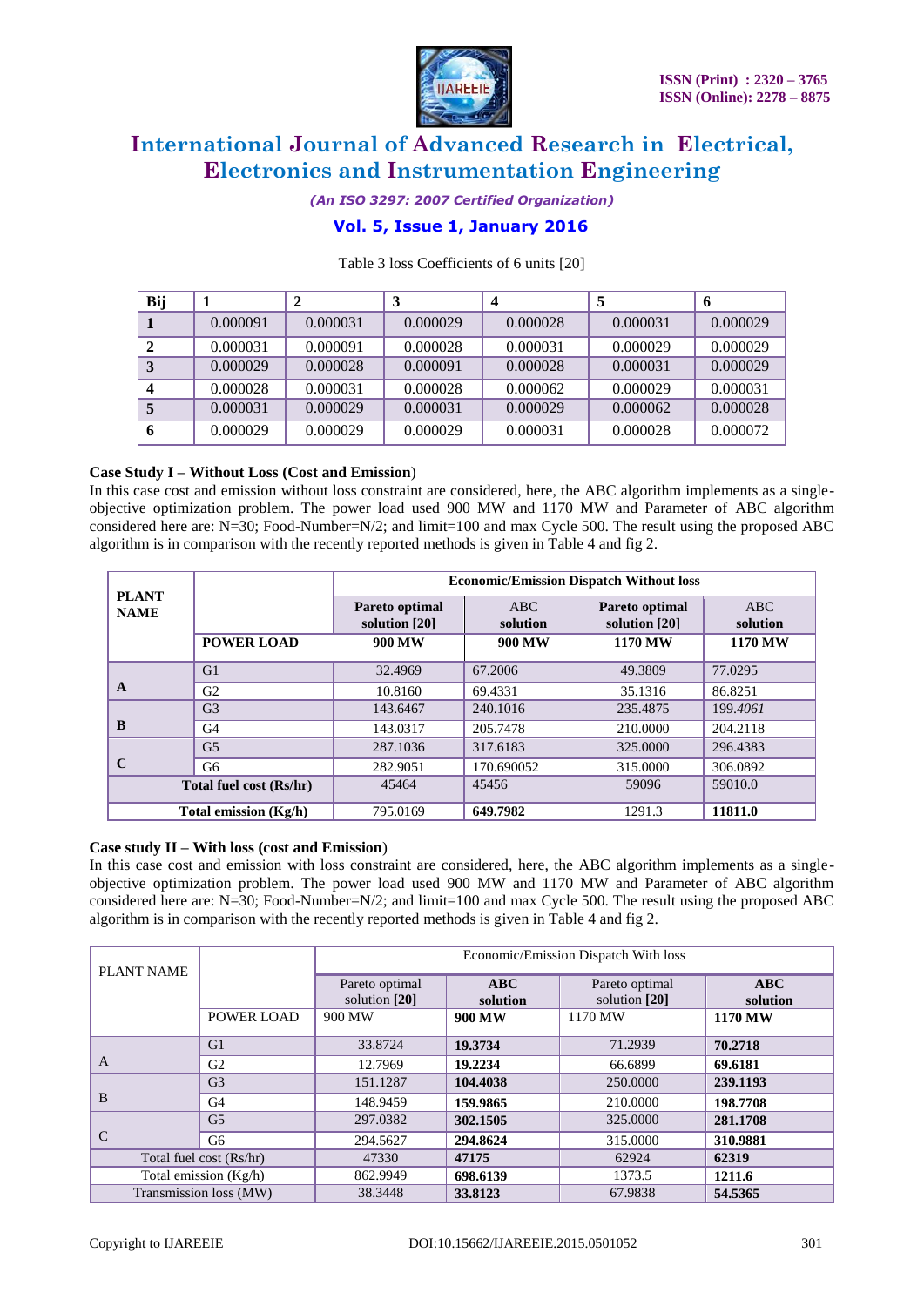Table 3 loss Coefficients of 6 units [20]

| Bij | 1 | 2 | 3 | 4 | 5 | 6 |
|---|---|---|---|---|---|---|
| **1** | 0.000091 | 0.000031 | 0.000029 | 0.000028 | 0.000031 | 0.000029 |
| **2** | 0.000031 | 0.000091 | 0.000028 | 0.000031 | 0.000029 | 0.000029 |
| **3** | 0.000029 | 0.000028 | 0.000091 | 0.000028 | 0.000031 | 0.000029 |
| **4** | 0.000028 | 0.000031 | 0.000028 | 0.000062 | 0.000029 | 0.000031 |
| **5** | 0.000031 | 0.000029 | 0.000031 | 0.000029 | 0.000062 | 0.000028 |
| **6** | 0.000029 | 0.000029 | 0.000029 | 0.000031 | 0.000028 | 0.000072 |

**Case Study I – Without Loss (Cost and Emission)**

In this case cost and emission without loss constraint are considered, here, the ABC algorithm implements as a single-objective optimization problem. The power load used 900 MW and 1170 MW and Parameter of ABC algorithm considered here are: N=30; Food-Number=N/2; and limit=100 and max Cycle 500. The result using the proposed ABC algorithm is in comparison with the recently reported methods is given in Table 4 and fig 2.

| PLANT NAME | | Economic/Emission Dispatch Without loss | | | |
|---|---|---|---|---|---|
| | | **Pareto optimal solution [20]** | ABC solution | **Pareto optimal solution [20]** | ABC solution |
| | **POWER LOAD** | **900 MW** | **900 MW** | **1170 MW** | **1170 MW** |
| **A** | G1 | 32.4969 | 67.2006 | 49.3809 | 77.0295 |
| | G2 | 10.8160 | 69.4331 | 35.1316 | 86.8251 |
| **B** | G3 | 143.6467 | 240.1016 | 235.4875 | 199.*4061* |
| | G4 | 143.0317 | 205.7478 | 210.0000 | 204.2118 |
| **C** | G5 | 287.1036 | 317.6183 | 325.0000 | 296.4383 |
| | G6 | 282.9051 | 170.690052 | 315.0000 | 306.0892 |
| **Total fuel cost (Rs/hr)** | | 45464 | 45456 | 59096 | 59010.0 |
| **Total emission (Kg/h)** | | 795.0169 | **649.7982** | 1291.3 | **11811.0** |

**Case study II – With loss (cost and Emission)**

In this case cost and emission with loss constraint are considered, here, the ABC algorithm implements as a single-objective optimization problem. The power load used 900 MW and 1170 MW and Parameter of ABC algorithm considered here are: N=30; Food-Number=N/2; and limit=100 and max Cycle 500. The result using the proposed ABC algorithm is in comparison with the recently reported methods is given in Table 4 and fig 2.

| PLANT NAME | | Economic/Emission Dispatch With loss | | | |
|---|---|---|---|---|---|
| | | Pareto optimal solution **[20]** | **ABC solution** | Pareto optimal solution **[20]** | **ABC solution** |
| | POWER LOAD | 900 MW | **900 MW** | 1170 MW | **1170 MW** |
| A | G1 | 33.8724 | **19.3734** | 71.2939 | **70.2718** |
| | G2 | 12.7969 | **19.2234** | 66.6899 | **69.6181** |
| B | G3 | 151.1287 | **104.4038** | 250.0000 | **239.1193** |
| | G4 | 148.9459 | **159.9865** | 210.0000 | **198.7708** |
| C | G5 | 297.0382 | **302.1505** | 325.0000 | **281.1708** |
| | G6 | 294.5627 | **294.8624** | 315.0000 | **310.9881** |
| Total fuel cost (Rs/hr) | | 47330 | **47175** | 62924 | **62319** |
| Total emission (Kg/h) | | 862.9949 | **698.6139** | 1373.5 | **1211.6** |
| Transmission loss (MW) | | 38.3448 | **33.8123** | 67.9838 | **54.5365** |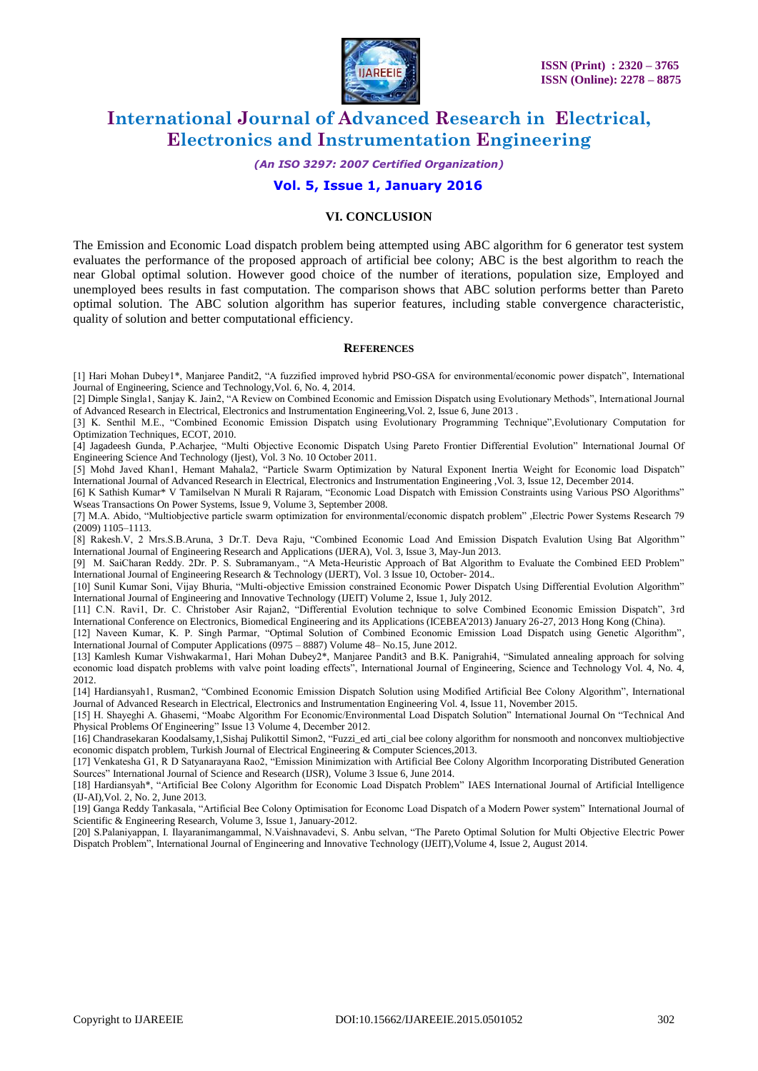## VI. CONCLUSION

The Emission and Economic Load dispatch problem being attempted using ABC algorithm for 6 generator test system evaluates the performance of the proposed approach of artificial bee colony; ABC is the best algorithm to reach the near Global optimal solution. However good choice of the number of iterations, population size, Employed and unemployed bees results in fast computation. The comparison shows that ABC solution performs better than Pareto optimal solution. The ABC solution algorithm has superior features, including stable convergence characteristic, quality of solution and better computational efficiency.

## REFERENCES

[1] Hari Mohan Dubey1*, Manjaree Pandit2, "A fuzzified improved hybrid PSO-GSA for environmental/economic power dispatch", International Journal of Engineering, Science and Technology,Vol. 6, No. 4, 2014.

[2] Dimple Singla1, Sanjay K. Jain2, "A Review on Combined Economic and Emission Dispatch using Evolutionary Methods", International Journal of Advanced Research in Electrical, Electronics and Instrumentation Engineering,Vol. 2, Issue 6, June 2013 .

[3] K. Senthil M.E., "Combined Economic Emission Dispatch using Evolutionary Programming Technique",Evolutionary Computation for Optimization Techniques, ECOT, 2010.

[4] Jagadeesh Gunda, P.Acharjee, "Multi Objective Economic Dispatch Using Pareto Frontier Differential Evolution" International Journal Of Engineering Science And Technology (Ijest), Vol. 3 No. 10 October 2011.

[5] Mohd Javed Khan1, Hemant Mahala2, "Particle Swarm Optimization by Natural Exponent Inertia Weight for Economic load Dispatch" International Journal of Advanced Research in Electrical, Electronics and Instrumentation Engineering ,Vol. 3, Issue 12, December 2014.

[6] K Sathish Kumar* V Tamilselvan N Murali R Rajaram, "Economic Load Dispatch with Emission Constraints using Various PSO Algorithms" Wseas Transactions On Power Systems, Issue 9, Volume 3, September 2008.

[7] M.A. Abido, "Multiobjective particle swarm optimization for environmental/economic dispatch problem" ,Electric Power Systems Research 79 (2009) 1105–1113.

[8] Rakesh.V, 2 Mrs.S.B.Aruna, 3 Dr.T. Deva Raju, "Combined Economic Load And Emission Dispatch Evalution Using Bat Algorithm" International Journal of Engineering Research and Applications (IJERA), Vol. 3, Issue 3, May-Jun 2013.

[9] M. SaiCharan Reddy. 2Dr. P. S. Subramanyam., "A Meta-Heuristic Approach of Bat Algorithm to Evaluate the Combined EED Problem" International Journal of Engineering Research & Technology (IJERT), Vol. 3 Issue 10, October- 2014..

[10] Sunil Kumar Soni, Vijay Bhuria, "Multi-objective Emission constrained Economic Power Dispatch Using Differential Evolution Algorithm" International Journal of Engineering and Innovative Technology (IJEIT) Volume 2, Issue 1, July 2012.

[11] C.N. Ravi1, Dr. C. Christober Asir Rajan2, "Differential Evolution technique to solve Combined Economic Emission Dispatch", 3rd International Conference on Electronics, Biomedical Engineering and its Applications (ICEBEA'2013) January 26-27, 2013 Hong Kong (China).

[12] Naveen Kumar, K. P. Singh Parmar, "Optimal Solution of Combined Economic Emission Load Dispatch using Genetic Algorithm", International Journal of Computer Applications (0975 – 8887) Volume 48– No.15, June 2012.

[13] Kamlesh Kumar Vishwakarma1, Hari Mohan Dubey2*, Manjaree Pandit3 and B.K. Panigrahi4, "Simulated annealing approach for solving economic load dispatch problems with valve point loading effects", International Journal of Engineering, Science and Technology Vol. 4, No. 4, 2012.

[14] Hardiansyah1, Rusman2, "Combined Economic Emission Dispatch Solution using Modified Artificial Bee Colony Algorithm", International Journal of Advanced Research in Electrical, Electronics and Instrumentation Engineering Vol. 4, Issue 11, November 2015.

[15] H. Shayeghi A. Ghasemi, "Moabc Algorithm For Economic/Environmental Load Dispatch Solution" International Journal On "Technical And Physical Problems Of Engineering" Issue 13 Volume 4, December 2012.

[16] Chandrasekaran Koodalsamy,1,Sishaj Pulikottil Simon2, "Fuzzi_ed arti_cial bee colony algorithm for nonsmooth and nonconvex multiobjective economic dispatch problem, Turkish Journal of Electrical Engineering & Computer Sciences,2013.

[17] Venkatesha G1, R D Satyanarayana Rao2, "Emission Minimization with Artificial Bee Colony Algorithm Incorporating Distributed Generation Sources" International Journal of Science and Research (IJSR), Volume 3 Issue 6, June 2014.

[18] Hardiansyah*, "Artificial Bee Colony Algorithm for Economic Load Dispatch Problem" IAES International Journal of Artificial Intelligence (IJ-AI),Vol. 2, No. 2, June 2013.

[19] Ganga Reddy Tankasala, "Artificial Bee Colony Optimisation for Economc Load Dispatch of a Modern Power system" International Journal of Scientific & Engineering Research, Volume 3, Issue 1, January-2012.

[20] S.Palaniyappan, I. Ilayaranimangammal, N.Vaishnavadevi, S. Anbu selvan, "The Pareto Optimal Solution for Multi Objective Electric Power Dispatch Problem", International Journal of Engineering and Innovative Technology (IJEIT),Volume 4, Issue 2, August 2014.